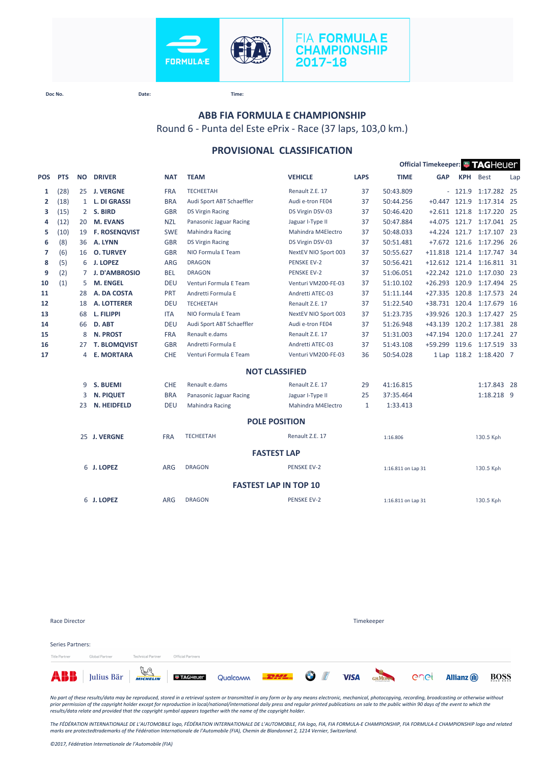FIA FORMULA E CHAMPIONSHIP 2017-18

Doc No. Date: Time:

# ABB FIA FORMULA E CHAMPIONSHIP

## Round 6 - Punta del Este ePrix - Race (37 laps, 103,0 km.)

## PROVISIONAL CLASSIFICATION

Official Timekeeper: TAGHeuer

| POS | PTS | NO | DRIVER | NAT | TEAM | VEHICLE | LAPS | TIME | GAP | KPH | Best | Lap |
|---|---|---|---|---|---|---|---|---|---|---|---|---|
| 1 | (28) | 25 | J. VERGNE | FRA | TECHEETAH | Renault Z.E. 17 | 37 | 50:43.809 | - | 121.9 | 1:17.282 | 25 |
| 2 | (18) | 1 | L. DI GRASSI | BRA | Audi Sport ABT Schaeffler | Audi e-tron FE04 | 37 | 50:44.256 | +0.447 | 121.9 | 1:17.314 | 25 |
| 3 | (15) | 2 | S. BIRD | GBR | DS Virgin Racing | DS Virgin DSV-03 | 37 | 50:46.420 | +2.611 | 121.8 | 1:17.220 | 25 |
| 4 | (12) | 20 | M. EVANS | NZL | Panasonic Jaguar Racing | Jaguar I-Type II | 37 | 50:47.884 | +4.075 | 121.7 | 1:17.041 | 25 |
| 5 | (10) | 19 | F. ROSENQVIST | SWE | Mahindra Racing | Mahindra M4Electro | 37 | 50:48.033 | +4.224 | 121.7 | 1:17.107 | 23 |
| 6 | (8) | 36 | A. LYNN | GBR | DS Virgin Racing | DS Virgin DSV-03 | 37 | 50:51.481 | +7.672 | 121.6 | 1:17.296 | 26 |
| 7 | (6) | 16 | O. TURVEY | GBR | NIO Formula E Team | NextEV NIO Sport 003 | 37 | 50:55.627 | +11.818 | 121.4 | 1:17.747 | 34 |
| 8 | (5) | 6 | J. LOPEZ | ARG | DRAGON | PENSKE EV-2 | 37 | 50:56.421 | +12.612 | 121.4 | 1:16.811 | 31 |
| 9 | (2) | 7 | J. D'AMBROSIO | BEL | DRAGON | PENSKE EV-2 | 37 | 51:06.051 | +22.242 | 121.0 | 1:17.030 | 23 |
| 10 | (1) | 5 | M. ENGEL | DEU | Venturi Formula E Team | Venturi VM200-FE-03 | 37 | 51:10.102 | +26.293 | 120.9 | 1:17.494 | 25 |
| 11 | | 28 | A. DA COSTA | PRT | Andretti Formula E | Andretti ATEC-03 | 37 | 51:11.144 | +27.335 | 120.8 | 1:17.573 | 24 |
| 12 | | 18 | A. LOTTERER | DEU | TECHEETAH | Renault Z.E. 17 | 37 | 51:22.540 | +38.731 | 120.4 | 1:17.679 | 16 |
| 13 | | 68 | L. FILIPPI | ITA | NIO Formula E Team | NextEV NIO Sport 003 | 37 | 51:23.735 | +39.926 | 120.3 | 1:17.427 | 25 |
| 14 | | 66 | D. ABT | DEU | Audi Sport ABT Schaeffler | Audi e-tron FE04 | 37 | 51:26.948 | +43.139 | 120.2 | 1:17.381 | 28 |
| 15 | | 8 | N. PROST | FRA | Renault e.dams | Renault Z.E. 17 | 37 | 51:31.003 | +47.194 | 120.0 | 1:17.241 | 27 |
| 16 | | 27 | T. BLOMQVIST | GBR | Andretti Formula E | Andretti ATEC-03 | 37 | 51:43.108 | +59.299 | 119.6 | 1:17.519 | 33 |
| 17 | | 4 | E. MORTARA | CHE | Venturi Formula E Team | Venturi VM200-FE-03 | 36 | 50:54.028 | 1 Lap | 118.2 | 1:18.420 | 7 |

### NOT CLASSIFIED

| NO | DRIVER | NAT | TEAM | VEHICLE | LAPS | TIME | Best | Lap |
|---|---|---|---|---|---|---|---|---|
| 9 | S. BUEMI | CHE | Renault e.dams | Renault Z.E. 17 | 29 | 41:16.815 | 1:17.843 | 28 |
| 3 | N. PIQUET | BRA | Panasonic Jaguar Racing | Jaguar I-Type II | 25 | 37:35.464 | 1:18.218 | 9 |
| 23 | N. HEIDFELD | DEU | Mahindra Racing | Mahindra M4Electro | 1 | 1:33.413 | | |

### POLE POSITION

| NO | DRIVER | NAT | TEAM | VEHICLE | TIME | KPH |
|---|---|---|---|---|---|---|
| 25 | J. VERGNE | FRA | TECHEETAH | Renault Z.E. 17 | 1:16.806 | 130.5 Kph |

### FASTEST LAP

| NO | DRIVER | NAT | TEAM | VEHICLE | TIME | KPH |
|---|---|---|---|---|---|---|
| 6 | J. LOPEZ | ARG | DRAGON | PENSKE EV-2 | 1:16.811 on Lap 31 | 130.5 Kph |

### FASTEST LAP IN TOP 10

| NO | DRIVER | NAT | TEAM | VEHICLE | TIME | KPH |
|---|---|---|---|---|---|---|
| 6 | J. LOPEZ | ARG | DRAGON | PENSKE EV-2 | 1:16.811 on Lap 31 | 130.5 Kph |

Race Director

Timekeeper

Series Partners:

Title Partner — Global Partner — Technical Partner — Official Partners

*No part of these results/data may be reproduced, stored in a retrieval system or transmitted in any form or by any means electronic, mechanical, photocopying, recording, broadcasting or otherwise without prior permission of the copyright holder except for reproduction in local/national/international daily press and regular printed publications on sale to the public within 90 days of the event to which the results/data relate and provided that the copyright symbol appears together with the name of the copyright holder.*

*The FÉDÉRATION INTERNATIONALE DE L'AUTOMOBILE logo, FÉDÉRATION INTERNATIONALE DE L'AUTOMOBILE, FIA logo, FIA, FIA FORMULA-E CHAMPIONSHIP, FIA FORMULA-E CHAMPIONSHIP logo and related marks are protectedtrademarks of the Fédération Internationale de l'Automobile (FIA), Chemin de Blandonnet 2, 1214 Vernier, Switzerland.*

*©2017, Fédération Internationale de l'Automobile (FIA)*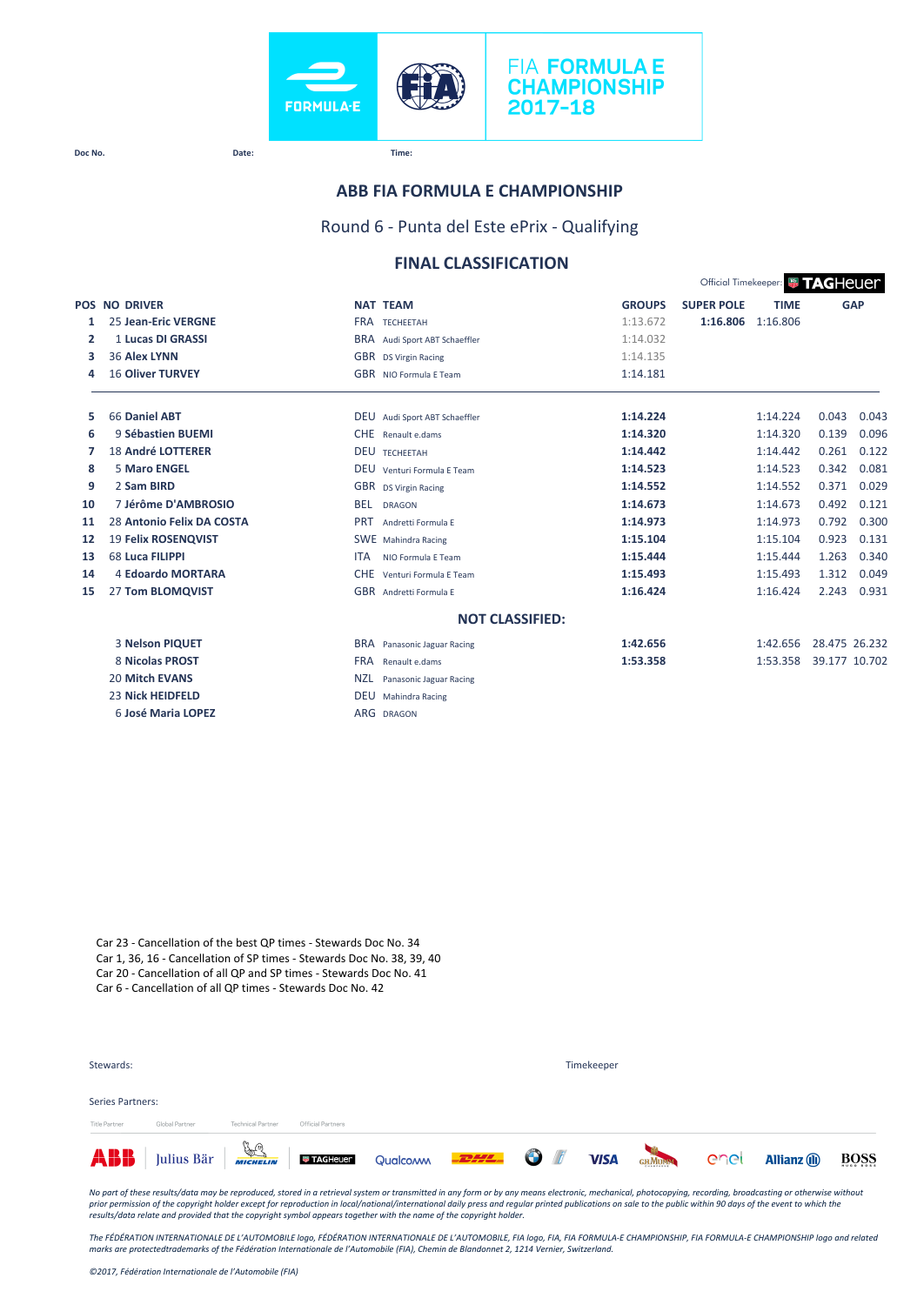FIA FORMULA E CHAMPIONSHIP 2017-18

Doc No. Date: Time:

## ABB FIA FORMULA E CHAMPIONSHIP

### Round 6 - Punta del Este ePrix - Qualifying

### FINAL CLASSIFICATION

Official Timekeeper: TAGHeuer

| POS | NO | DRIVER | NAT | TEAM | GROUPS | SUPER POLE | TIME | GAP | |
|---|---|---|---|---|---|---|---|---|---|
| 1 | 25 | Jean-Eric VERGNE | FRA | TECHEETAH | 1:13.672 | 1:16.806 | 1:16.806 | | |
| 2 | 1 | Lucas DI GRASSI | BRA | Audi Sport ABT Schaeffler | 1:14.032 | | | | |
| 3 | 36 | Alex LYNN | GBR | DS Virgin Racing | 1:14.135 | | | | |
| 4 | 16 | Oliver TURVEY | GBR | NIO Formula E Team | 1:14.181 | | | | |
| 5 | 66 | Daniel ABT | DEU | Audi Sport ABT Schaeffler | 1:14.224 | | 1:14.224 | 0.043 | 0.043 |
| 6 | 9 | Sébastien BUEMI | CHE | Renault e.dams | 1:14.320 | | 1:14.320 | 0.139 | 0.096 |
| 7 | 18 | André LOTTERER | DEU | TECHEETAH | 1:14.442 | | 1:14.442 | 0.261 | 0.122 |
| 8 | 5 | Maro ENGEL | DEU | Venturi Formula E Team | 1:14.523 | | 1:14.523 | 0.342 | 0.081 |
| 9 | 2 | Sam BIRD | GBR | DS Virgin Racing | 1:14.552 | | 1:14.552 | 0.371 | 0.029 |
| 10 | 7 | Jérôme D'AMBROSIO | BEL | DRAGON | 1:14.673 | | 1:14.673 | 0.492 | 0.121 |
| 11 | 28 | Antonio Felix DA COSTA | PRT | Andretti Formula E | 1:14.973 | | 1:14.973 | 0.792 | 0.300 |
| 12 | 19 | Felix ROSENQVIST | SWE | Mahindra Racing | 1:15.104 | | 1:15.104 | 0.923 | 0.131 |
| 13 | 68 | Luca FILIPPI | ITA | NIO Formula E Team | 1:15.444 | | 1:15.444 | 1.263 | 0.340 |
| 14 | 4 | Edoardo MORTARA | CHE | Venturi Formula E Team | 1:15.493 | | 1:15.493 | 1.312 | 0.049 |
| 15 | 27 | Tom BLOMQVIST | GBR | Andretti Formula E | 1:16.424 | | 1:16.424 | 2.243 | 0.931 |

**NOT CLASSIFIED:**

| POS | NO | DRIVER | NAT | TEAM | GROUPS | SUPER POLE | TIME | GAP | |
|---|---|---|---|---|---|---|---|---|---|
| | 3 | Nelson PIQUET | BRA | Panasonic Jaguar Racing | 1:42.656 | | 1:42.656 | 28.475 | 26.232 |
| | 8 | Nicolas PROST | FRA | Renault e.dams | 1:53.358 | | 1:53.358 | 39.177 | 10.702 |
| | 20 | Mitch EVANS | NZL | Panasonic Jaguar Racing | | | | | |
| | 23 | Nick HEIDFELD | DEU | Mahindra Racing | | | | | |
| | 6 | José Maria LOPEZ | ARG | DRAGON | | | | | |

Car 23 - Cancellation of the best QP times - Stewards Doc No. 34
Car 1, 36, 16 - Cancellation of SP times - Stewards Doc No. 38, 39, 40
Car 20 - Cancellation of all QP and SP times - Stewards Doc No. 41
Car 6 - Cancellation of all QP times - Stewards Doc No. 42

Stewards: Timekeeper

Series Partners:

Title Partner | Global Partner | Technical Partner | Official Partners

ABB, Julius Bär, Michelin, TAGHeuer, Qualcomm, DHL, BMW i, VISA, G.H.Mumm, enel, Allianz, BOSS

*No part of these results/data may be reproduced, stored in a retrieval system or transmitted in any form or by any means electronic, mechanical, photocopying, recording, broadcasting or otherwise without prior permission of the copyright holder except for reproduction in local/national/international daily press and regular printed publications on sale to the public within 90 days of the event to which the results/data relate and provided that the copyright symbol appears together with the name of the copyright holder.*

*The FÉDÉRATION INTERNATIONALE DE L'AUTOMOBILE logo, FÉDÉRATION INTERNATIONALE DE L'AUTOMOBILE, FIA logo, FIA, FIA FORMULA-E CHAMPIONSHIP, FIA FORMULA-E CHAMPIONSHIP logo and related marks are protectedtrademarks of the Fédération Internationale de l'Automobile (FIA), Chemin de Blandonnet 2, 1214 Vernier, Switzerland.*

*©2017, Fédération Internationale de l'Automobile (FIA)*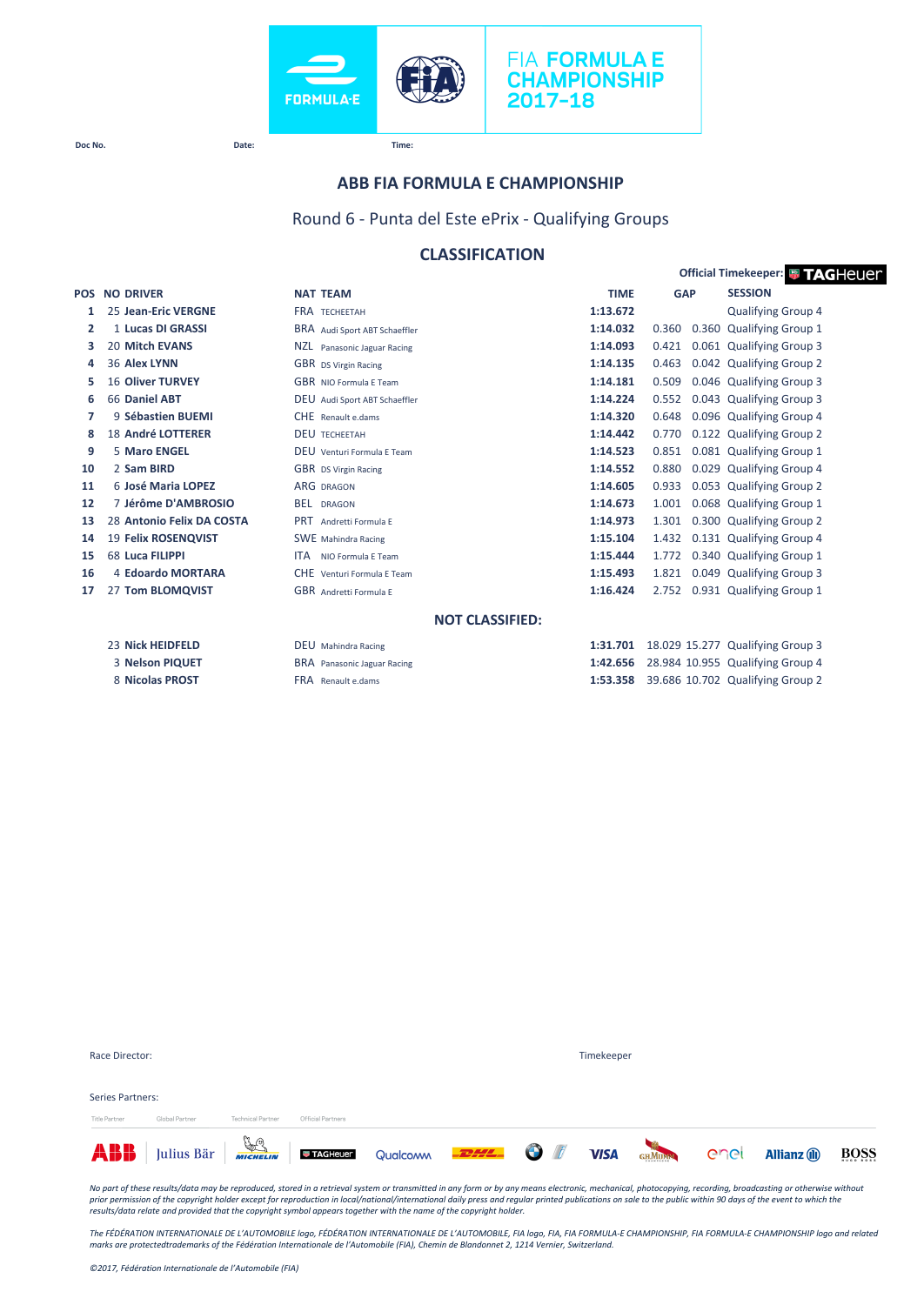FIA FORMULA E CHAMPIONSHIP 2017-18

Doc No. Date: Time:

## ABB FIA FORMULA E CHAMPIONSHIP

### Round 6 - Punta del Este ePrix - Qualifying Groups

### CLASSIFICATION

Official Timekeeper: TAG Heuer

| POS | NO | DRIVER | NAT | TEAM | TIME | GAP | | SESSION |
|---|---|---|---|---|---|---|---|---|
| 1 | 25 | Jean-Eric VERGNE | FRA | TECHEETAH | 1:13.672 | | | Qualifying Group 4 |
| 2 | 1 | Lucas DI GRASSI | BRA | Audi Sport ABT Schaeffler | 1:14.032 | 0.360 | 0.360 | Qualifying Group 1 |
| 3 | 20 | Mitch EVANS | NZL | Panasonic Jaguar Racing | 1:14.093 | 0.421 | 0.061 | Qualifying Group 3 |
| 4 | 36 | Alex LYNN | GBR | DS Virgin Racing | 1:14.135 | 0.463 | 0.042 | Qualifying Group 2 |
| 5 | 16 | Oliver TURVEY | GBR | NIO Formula E Team | 1:14.181 | 0.509 | 0.046 | Qualifying Group 3 |
| 6 | 66 | Daniel ABT | DEU | Audi Sport ABT Schaeffler | 1:14.224 | 0.552 | 0.043 | Qualifying Group 3 |
| 7 | 9 | Sébastien BUEMI | CHE | Renault e.dams | 1:14.320 | 0.648 | 0.096 | Qualifying Group 4 |
| 8 | 18 | André LOTTERER | DEU | TECHEETAH | 1:14.442 | 0.770 | 0.122 | Qualifying Group 2 |
| 9 | 5 | Maro ENGEL | DEU | Venturi Formula E Team | 1:14.523 | 0.851 | 0.081 | Qualifying Group 1 |
| 10 | 2 | Sam BIRD | GBR | DS Virgin Racing | 1:14.552 | 0.880 | 0.029 | Qualifying Group 4 |
| 11 | 6 | José Maria LOPEZ | ARG | DRAGON | 1:14.605 | 0.933 | 0.053 | Qualifying Group 2 |
| 12 | 7 | Jérôme D'AMBROSIO | BEL | DRAGON | 1:14.673 | 1.001 | 0.068 | Qualifying Group 1 |
| 13 | 28 | Antonio Felix DA COSTA | PRT | Andretti Formula E | 1:14.973 | 1.301 | 0.300 | Qualifying Group 2 |
| 14 | 19 | Felix ROSENQVIST | SWE | Mahindra Racing | 1:15.104 | 1.432 | 0.131 | Qualifying Group 4 |
| 15 | 68 | Luca FILIPPI | ITA | NIO Formula E Team | 1:15.444 | 1.772 | 0.340 | Qualifying Group 1 |
| 16 | 4 | Edoardo MORTARA | CHE | Venturi Formula E Team | 1:15.493 | 1.821 | 0.049 | Qualifying Group 3 |
| 17 | 27 | Tom BLOMQVIST | GBR | Andretti Formula E | 1:16.424 | 2.752 | 0.931 | Qualifying Group 1 |

**NOT CLASSIFIED:**

| POS | NO | DRIVER | NAT | TEAM | TIME | GAP | | SESSION |
|---|---|---|---|---|---|---|---|---|
| | 23 | Nick HEIDFELD | DEU | Mahindra Racing | 1:31.701 | 18.029 | 15.277 | Qualifying Group 3 |
| | 3 | Nelson PIQUET | BRA | Panasonic Jaguar Racing | 1:42.656 | 28.984 | 10.955 | Qualifying Group 4 |
| | 8 | Nicolas PROST | FRA | Renault e.dams | 1:53.358 | 39.686 | 10.702 | Qualifying Group 2 |

Race Director: Timekeeper

Series Partners:

Title Partner Global Partner Technical Partner Official Partners

*No part of these results/data may be reproduced, stored in a retrieval system or transmitted in any form or by any means electronic, mechanical, photocopying, recording, broadcasting or otherwise without prior permission of the copyright holder except for reproduction in local/national/international daily press and regular printed publications on sale to the public within 90 days of the event to which the results/data relate and provided that the copyright symbol appears together with the name of the copyright holder.*

*The FÉDÉRATION INTERNATIONALE DE L'AUTOMOBILE logo, FÉDÉRATION INTERNATIONALE DE L'AUTOMOBILE, FIA logo, FIA, FIA FORMULA-E CHAMPIONSHIP, FIA FORMULA-E CHAMPIONSHIP logo and related marks are protectedtrademarks of the Fédération Internationale de l'Automobile (FIA), Chemin de Blandonnet 2, 1214 Vernier, Switzerland.*

*©2017, Fédération Internationale de l'Automobile (FIA)*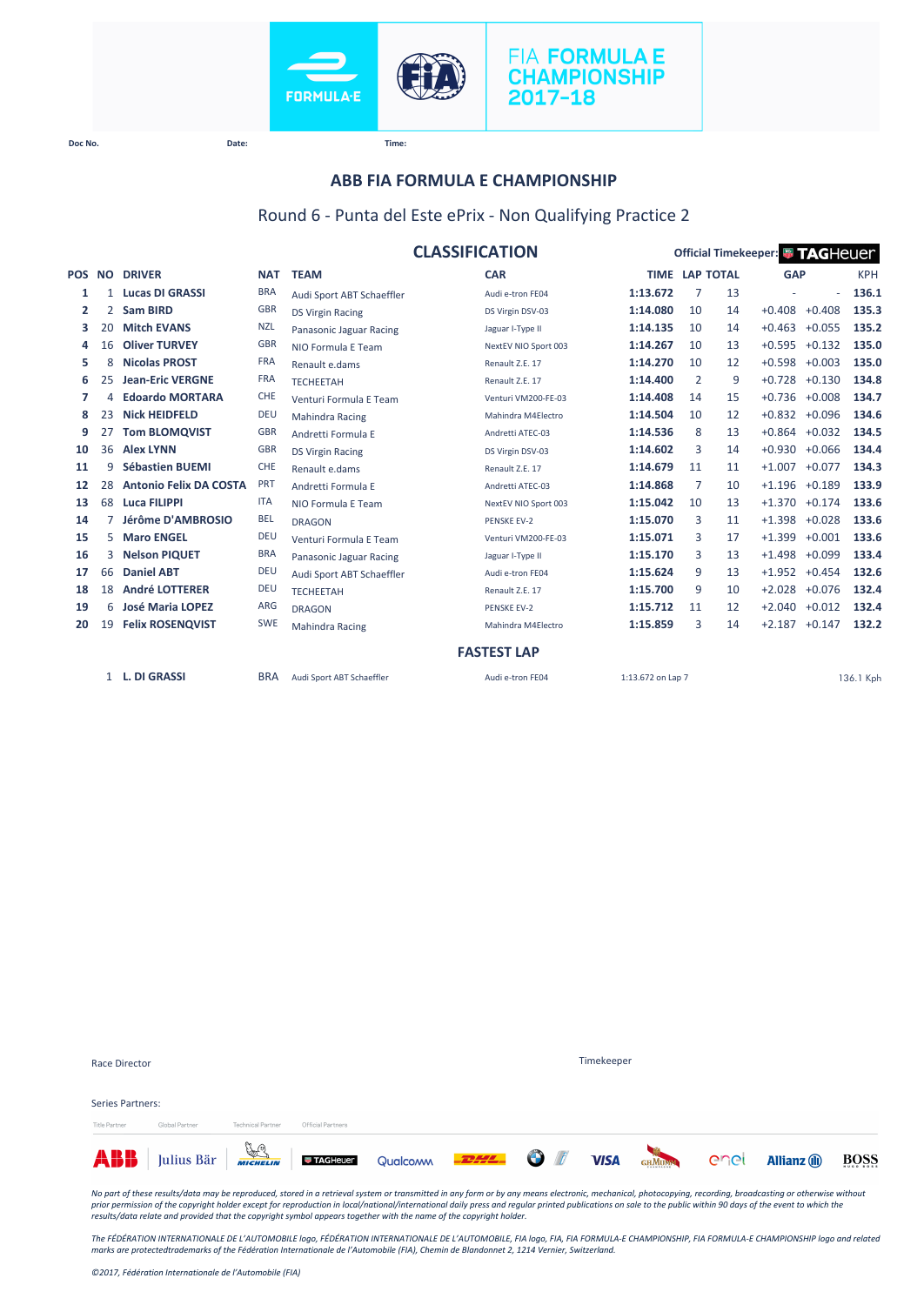FIA FORMULA E CHAMPIONSHIP 2017-18

Doc No. Date: Time:

# ABB FIA FORMULA E CHAMPIONSHIP

## Round 6 - Punta del Este ePrix - Non Qualifying Practice 2

### CLASSIFICATION

Official Timekeeper: TAGHeuer

| POS | NO | DRIVER | NAT | TEAM | CAR | TIME | LAP | TOTAL | GAP | | KPH |
|---|---|---|---|---|---|---|---|---|---|---|---|
| 1 | 1 | Lucas DI GRASSI | BRA | Audi Sport ABT Schaeffler | Audi e-tron FE04 | 1:13.672 | 7 | 13 | - | - | 136.1 |
| 2 | 2 | Sam BIRD | GBR | DS Virgin Racing | DS Virgin DSV-03 | 1:14.080 | 10 | 14 | +0.408 | +0.408 | 135.3 |
| 3 | 20 | Mitch EVANS | NZL | Panasonic Jaguar Racing | Jaguar I-Type II | 1:14.135 | 10 | 14 | +0.463 | +0.055 | 135.2 |
| 4 | 16 | Oliver TURVEY | GBR | NIO Formula E Team | NextEV NIO Sport 003 | 1:14.267 | 10 | 13 | +0.595 | +0.132 | 135.0 |
| 5 | 8 | Nicolas PROST | FRA | Renault e.dams | Renault Z.E. 17 | 1:14.270 | 10 | 12 | +0.598 | +0.003 | 135.0 |
| 6 | 25 | Jean-Eric VERGNE | FRA | TECHEETAH | Renault Z.E. 17 | 1:14.400 | 2 | 9 | +0.728 | +0.130 | 134.8 |
| 7 | 4 | Edoardo MORTARA | CHE | Venturi Formula E Team | Venturi VM200-FE-03 | 1:14.408 | 14 | 15 | +0.736 | +0.008 | 134.7 |
| 8 | 23 | Nick HEIDFELD | DEU | Mahindra Racing | Mahindra M4Electro | 1:14.504 | 10 | 12 | +0.832 | +0.096 | 134.6 |
| 9 | 27 | Tom BLOMQVIST | GBR | Andretti Formula E | Andretti ATEC-03 | 1:14.536 | 8 | 13 | +0.864 | +0.032 | 134.5 |
| 10 | 36 | Alex LYNN | GBR | DS Virgin Racing | DS Virgin DSV-03 | 1:14.602 | 3 | 14 | +0.930 | +0.066 | 134.4 |
| 11 | 9 | Sébastien BUEMI | CHE | Renault e.dams | Renault Z.E. 17 | 1:14.679 | 11 | 11 | +1.007 | +0.077 | 134.3 |
| 12 | 28 | Antonio Felix DA COSTA | PRT | Andretti Formula E | Andretti ATEC-03 | 1:14.868 | 7 | 10 | +1.196 | +0.189 | 133.9 |
| 13 | 68 | Luca FILIPPI | ITA | NIO Formula E Team | NextEV NIO Sport 003 | 1:15.042 | 10 | 13 | +1.370 | +0.174 | 133.6 |
| 14 | 7 | Jérôme D'AMBROSIO | BEL | DRAGON | PENSKE EV-2 | 1:15.070 | 3 | 11 | +1.398 | +0.028 | 133.6 |
| 15 | 5 | Maro ENGEL | DEU | Venturi Formula E Team | Venturi VM200-FE-03 | 1:15.071 | 3 | 17 | +1.399 | +0.001 | 133.6 |
| 16 | 3 | Nelson PIQUET | BRA | Panasonic Jaguar Racing | Jaguar I-Type II | 1:15.170 | 3 | 13 | +1.498 | +0.099 | 133.4 |
| 17 | 66 | Daniel ABT | DEU | Audi Sport ABT Schaeffler | Audi e-tron FE04 | 1:15.624 | 9 | 13 | +1.952 | +0.454 | 132.6 |
| 18 | 18 | André LOTTERER | DEU | TECHEETAH | Renault Z.E. 17 | 1:15.700 | 9 | 10 | +2.028 | +0.076 | 132.4 |
| 19 | 6 | José Maria LOPEZ | ARG | DRAGON | PENSKE EV-2 | 1:15.712 | 11 | 12 | +2.040 | +0.012 | 132.4 |
| 20 | 19 | Felix ROSENQVIST | SWE | Mahindra Racing | Mahindra M4Electro | 1:15.859 | 3 | 14 | +2.187 | +0.147 | 132.2 |

### FASTEST LAP

| NO | DRIVER | NAT | TEAM | CAR | TIME | KPH |
|---|---|---|---|---|---|---|
| 1 | L. DI GRASSI | BRA | Audi Sport ABT Schaeffler | Audi e-tron FE04 | 1:13.672 on Lap 7 | 136.1 Kph |

Race Director

Timekeeper

Series Partners:

Title Partner Global Partner Technical Partner Official Partners

*No part of these results/data may be reproduced, stored in a retrieval system or transmitted in any form or by any means electronic, mechanical, photocopying, recording, broadcasting or otherwise without prior permission of the copyright holder except for reproduction in local/national/international daily press and regular printed publications on sale to the public within 90 days of the event to which the results/data relate and provided that the copyright symbol appears together with the name of the copyright holder.*

*The FÉDÉRATION INTERNATIONALE DE L'AUTOMOBILE logo, FÉDÉRATION INTERNATIONALE DE L'AUTOMOBILE, FIA logo, FIA, FIA FORMULA-E CHAMPIONSHIP, FIA FORMULA-E CHAMPIONSHIP logo and related marks are protectedtrademarks of the Fédération Internationale de l'Automobile (FIA), Chemin de Blandonnet 2, 1214 Vernier, Switzerland.*

*©2017, Fédération Internationale de l'Automobile (FIA)*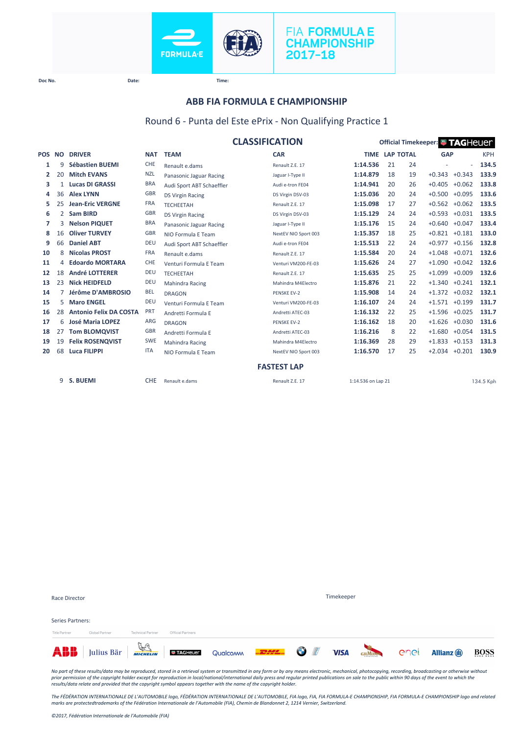FIA FORMULA E CHAMPIONSHIP 2017-18

Doc No. Date: Time:

## ABB FIA FORMULA E CHAMPIONSHIP

### Round 6 - Punta del Este ePrix - Non Qualifying Practice 1

### CLASSIFICATION

Official Timekeeper: TAGHeuer

| POS | NO | DRIVER | NAT | TEAM | CAR | TIME | LAP | TOTAL | GAP | | KPH |
|---|---|---|---|---|---|---|---|---|---|---|---|
| 1 | 9 | Sébastien BUEMI | CHE | Renault e.dams | Renault Z.E. 17 | 1:14.536 | 21 | 24 | - | - | 134.5 |
| 2 | 20 | Mitch EVANS | NZL | Panasonic Jaguar Racing | Jaguar I-Type II | 1:14.879 | 18 | 19 | +0.343 | +0.343 | 133.9 |
| 3 | 1 | Lucas DI GRASSI | BRA | Audi Sport ABT Schaeffler | Audi e-tron FE04 | 1:14.941 | 20 | 26 | +0.405 | +0.062 | 133.8 |
| 4 | 36 | Alex LYNN | GBR | DS Virgin Racing | DS Virgin DSV-03 | 1:15.036 | 20 | 24 | +0.500 | +0.095 | 133.6 |
| 5 | 25 | Jean-Eric VERGNE | FRA | TECHEETAH | Renault Z.E. 17 | 1:15.098 | 17 | 27 | +0.562 | +0.062 | 133.5 |
| 6 | 2 | Sam BIRD | GBR | DS Virgin Racing | DS Virgin DSV-03 | 1:15.129 | 24 | 24 | +0.593 | +0.031 | 133.5 |
| 7 | 3 | Nelson PIQUET | BRA | Panasonic Jaguar Racing | Jaguar I-Type II | 1:15.176 | 15 | 24 | +0.640 | +0.047 | 133.4 |
| 8 | 16 | Oliver TURVEY | GBR | NIO Formula E Team | NextEV NIO Sport 003 | 1:15.357 | 18 | 25 | +0.821 | +0.181 | 133.0 |
| 9 | 66 | Daniel ABT | DEU | Audi Sport ABT Schaeffler | Audi e-tron FE04 | 1:15.513 | 22 | 24 | +0.977 | +0.156 | 132.8 |
| 10 | 8 | Nicolas PROST | FRA | Renault e.dams | Renault Z.E. 17 | 1:15.584 | 20 | 24 | +1.048 | +0.071 | 132.6 |
| 11 | 4 | Edoardo MORTARA | CHE | Venturi Formula E Team | Venturi VM200-FE-03 | 1:15.626 | 24 | 27 | +1.090 | +0.042 | 132.6 |
| 12 | 18 | André LOTTERER | DEU | TECHEETAH | Renault Z.E. 17 | 1:15.635 | 25 | 25 | +1.099 | +0.009 | 132.6 |
| 13 | 23 | Nick HEIDFELD | DEU | Mahindra Racing | Mahindra M4Electro | 1:15.876 | 21 | 22 | +1.340 | +0.241 | 132.1 |
| 14 | 7 | Jérôme D'AMBROSIO | BEL | DRAGON | PENSKE EV-2 | 1:15.908 | 14 | 24 | +1.372 | +0.032 | 132.1 |
| 15 | 5 | Maro ENGEL | DEU | Venturi Formula E Team | Venturi VM200-FE-03 | 1:16.107 | 24 | 24 | +1.571 | +0.199 | 131.7 |
| 16 | 28 | Antonio Felix DA COSTA | PRT | Andretti Formula E | Andretti ATEC-03 | 1:16.132 | 22 | 25 | +1.596 | +0.025 | 131.7 |
| 17 | 6 | José Maria LOPEZ | ARG | DRAGON | PENSKE EV-2 | 1:16.162 | 18 | 20 | +1.626 | +0.030 | 131.6 |
| 18 | 27 | Tom BLOMQVIST | GBR | Andretti Formula E | Andretti ATEC-03 | 1:16.216 | 8 | 22 | +1.680 | +0.054 | 131.5 |
| 19 | 19 | Felix ROSENQVIST | SWE | Mahindra Racing | Mahindra M4Electro | 1:16.369 | 28 | 29 | +1.833 | +0.153 | 131.3 |
| 20 | 68 | Luca FILIPPI | ITA | NIO Formula E Team | NextEV NIO Sport 003 | 1:16.570 | 17 | 25 | +2.034 | +0.201 | 130.9 |

### FASTEST LAP

| | | | | | | |
|---|---|---|---|---|---|---|
| 9 | S. BUEMI | CHE | Renault e.dams | Renault Z.E. 17 | 1:14.536 on Lap 21 | 134.5 Kph |

Race Director

Timekeeper

Series Partners:

Title Partner Global Partner Technical Partner Official Partners

*No part of these results/data may be reproduced, stored in a retrieval system or transmitted in any form or by any means electronic, mechanical, photocopying, recording, broadcasting or otherwise without prior permission of the copyright holder except for reproduction in local/national/international daily press and regular printed publications on sale to the public within 90 days of the event to which the results/data relate and provided that the copyright symbol appears together with the name of the copyright holder.*

*The FÉDÉRATION INTERNATIONALE DE L'AUTOMOBILE logo, FÉDÉRATION INTERNATIONALE DE L'AUTOMOBILE, FIA logo, FIA, FIA FORMULA-E CHAMPIONSHIP, FIA FORMULA-E CHAMPIONSHIP logo and related marks are protectedtrademarks of the Fédération Internationale de l'Automobile (FIA), Chemin de Blandonnet 2, 1214 Vernier, Switzerland.*

*©2017, Fédération Internationale de l'Automobile (FIA)*